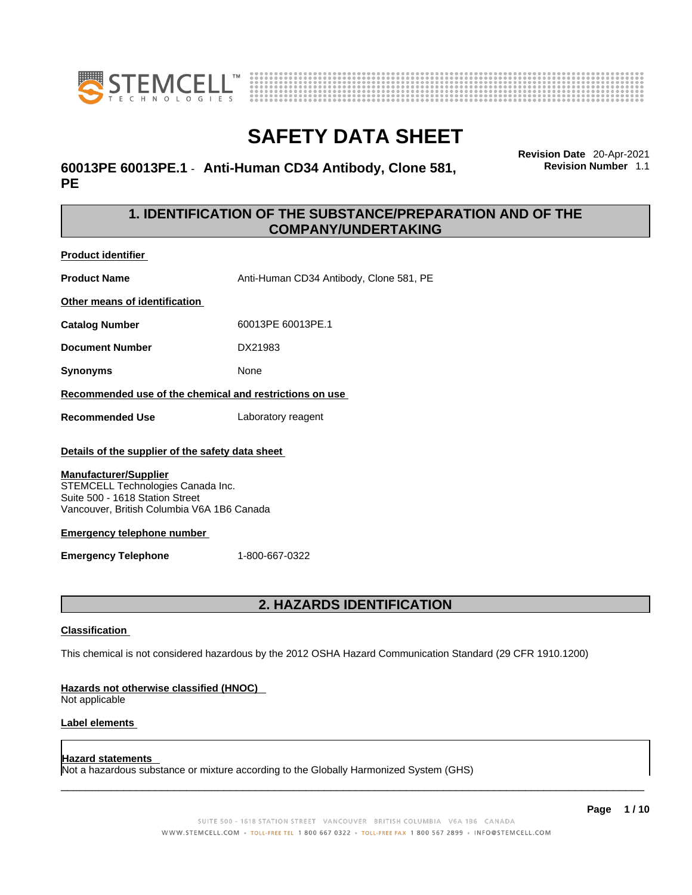# SAFETY DATA SHEET

**60013PE 60013PE.1 - Anti-Human CD34 Antibody, Clone 581, PE**

**Revision Date** 20-Apr-2021
**Revision Number** 1.1

## 1. IDENTIFICATION OF THE SUBSTANCE/PREPARATION AND OF THE COMPANY/UNDERTAKING

**Product identifier**

| | |
|---|---|
| **Product Name** | Anti-Human CD34 Antibody, Clone 581, PE |

**Other means of identification**

| | |
|---|---|
| **Catalog Number** | 60013PE 60013PE.1 |
| **Document Number** | DX21983 |
| **Synonyms** | None |

**Recommended use of the chemical and restrictions on use**

| | |
|---|---|
| **Recommended Use** | Laboratory reagent |

**Details of the supplier of the safety data sheet**

**Manufacturer/Supplier**
STEMCELL Technologies Canada Inc.
Suite 500 - 1618 Station Street
Vancouver, British Columbia V6A 1B6 Canada

**Emergency telephone number**

| | |
|---|---|
| **Emergency Telephone** | 1-800-667-0322 |

## 2. HAZARDS IDENTIFICATION

**Classification**

This chemical is not considered hazardous by the 2012 OSHA Hazard Communication Standard (29 CFR 1910.1200)

**Hazards not otherwise classified (HNOC)**
Not applicable

**Label elements**

**Hazard statements**
Not a hazardous substance or mixture according to the Globally Harmonized System (GHS)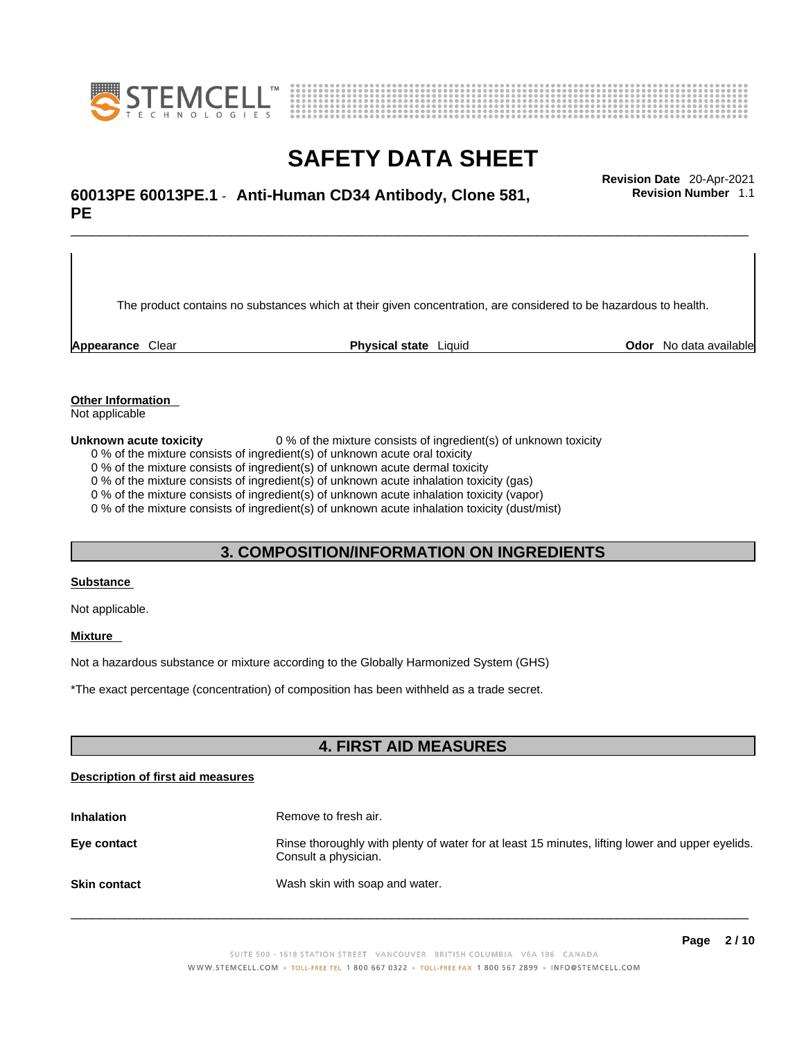The product contains no substances which at their given concentration, are considered to be hazardous to health.

| **Appearance** Clear | **Physical state** Liquid | **Odor** No data available |
| --- | --- | --- |

**Other Information**

Not applicable

**Unknown acute toxicity** 0 % of the mixture consists of ingredient(s) of unknown toxicity

0 % of the mixture consists of ingredient(s) of unknown acute oral toxicity
0 % of the mixture consists of ingredient(s) of unknown acute dermal toxicity
0 % of the mixture consists of ingredient(s) of unknown acute inhalation toxicity (gas)
0 % of the mixture consists of ingredient(s) of unknown acute inhalation toxicity (vapor)
0 % of the mixture consists of ingredient(s) of unknown acute inhalation toxicity (dust/mist)

## 3. COMPOSITION/INFORMATION ON INGREDIENTS

**Substance**

Not applicable.

**Mixture**

Not a hazardous substance or mixture according to the Globally Harmonized System (GHS)

*The exact percentage (concentration) of composition has been withheld as a trade secret.

## 4. FIRST AID MEASURES

**Description of first aid measures**

**Inhalation** Remove to fresh air.

**Eye contact** Rinse thoroughly with plenty of water for at least 15 minutes, lifting lower and upper eyelids. Consult a physician.

**Skin contact** Wash skin with soap and water.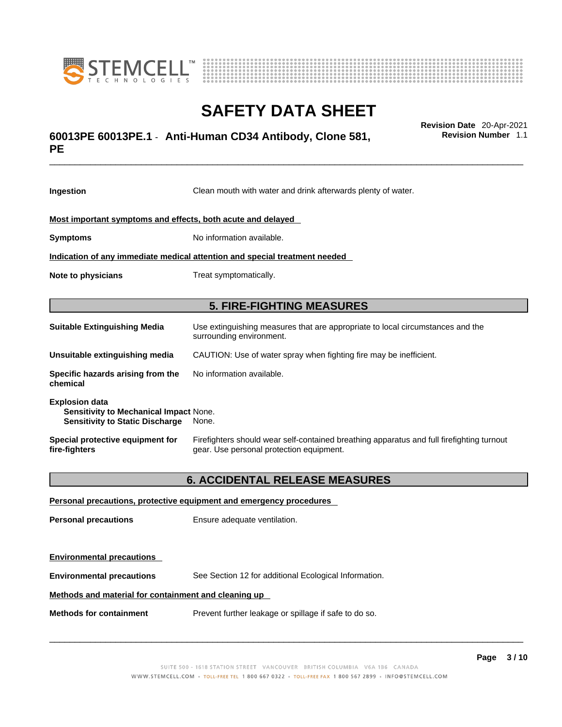**Ingestion** Clean mouth with water and drink afterwards plenty of water.

**Most important symptoms and effects, both acute and delayed**

**Symptoms** No information available.

**Indication of any immediate medical attention and special treatment needed**

**Note to physicians** Treat symptomatically.

## 5. FIRE-FIGHTING MEASURES

**Suitable Extinguishing Media** Use extinguishing measures that are appropriate to local circumstances and the surrounding environment.

**Unsuitable extinguishing media** CAUTION: Use of water spray when fighting fire may be inefficient.

**Specific hazards arising from the chemical** No information available.

**Explosion data**
**Sensitivity to Mechanical Impact** None.
**Sensitivity to Static Discharge** None.

**Special protective equipment for fire-fighters** Firefighters should wear self-contained breathing apparatus and full firefighting turnout gear. Use personal protection equipment.

## 6. ACCIDENTAL RELEASE MEASURES

**Personal precautions, protective equipment and emergency procedures**

**Personal precautions** Ensure adequate ventilation.

**Environmental precautions**

**Environmental precautions** See Section 12 for additional Ecological Information.

**Methods and material for containment and cleaning up**

**Methods for containment** Prevent further leakage or spillage if safe to do so.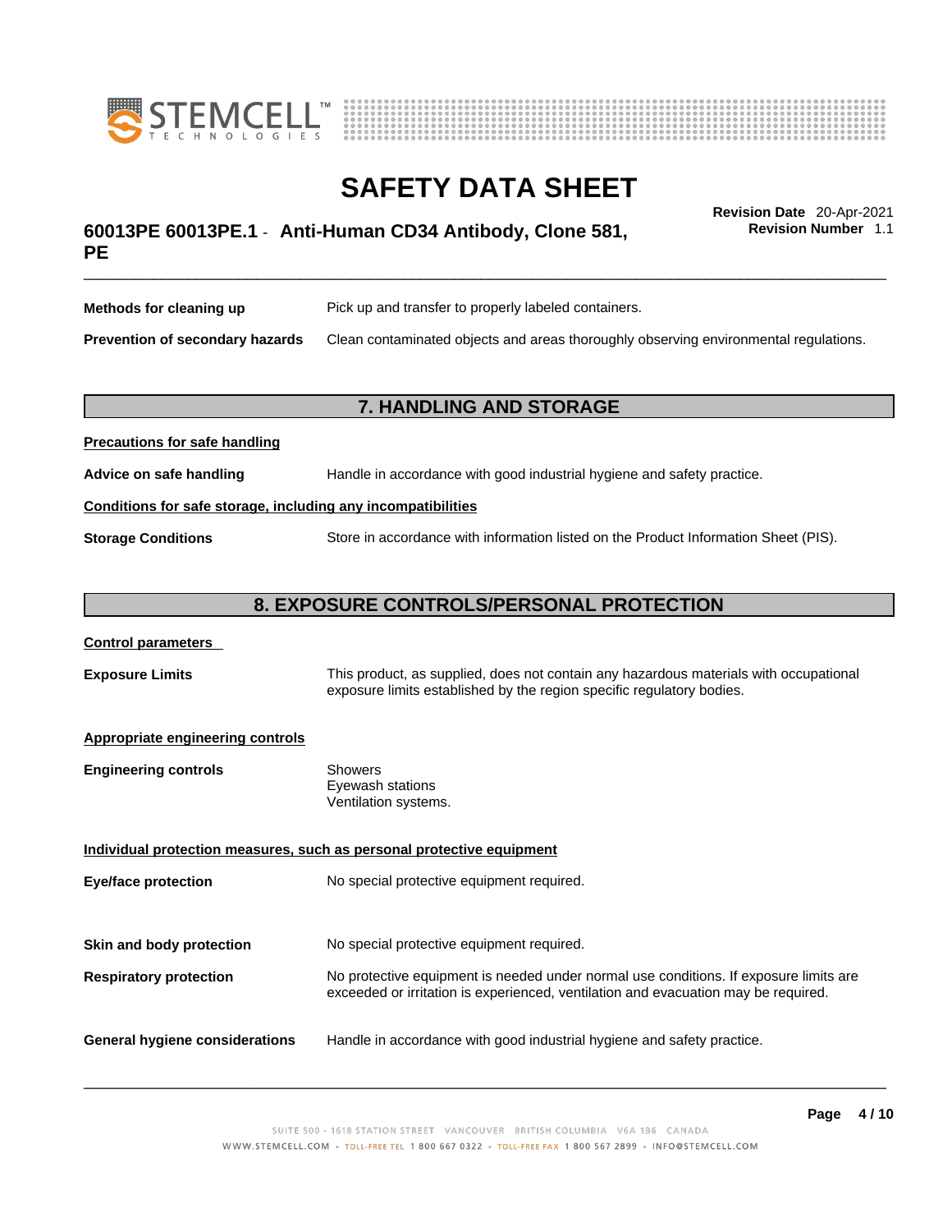**Methods for cleaning up** Pick up and transfer to properly labeled containers.

**Prevention of secondary hazards** Clean contaminated objects and areas thoroughly observing environmental regulations.

## 7. HANDLING AND STORAGE

**Precautions for safe handling**

**Advice on safe handling** Handle in accordance with good industrial hygiene and safety practice.

**Conditions for safe storage, including any incompatibilities**

**Storage Conditions** Store in accordance with information listed on the Product Information Sheet (PIS).

## 8. EXPOSURE CONTROLS/PERSONAL PROTECTION

**Control parameters**

**Exposure Limits** This product, as supplied, does not contain any hazardous materials with occupational exposure limits established by the region specific regulatory bodies.

**Appropriate engineering controls**

**Engineering controls**
Showers
Eyewash stations
Ventilation systems.

**Individual protection measures, such as personal protective equipment**

**Eye/face protection** No special protective equipment required.

**Skin and body protection** No special protective equipment required.

**Respiratory protection** No protective equipment is needed under normal use conditions. If exposure limits are exceeded or irritation is experienced, ventilation and evacuation may be required.

**General hygiene considerations** Handle in accordance with good industrial hygiene and safety practice.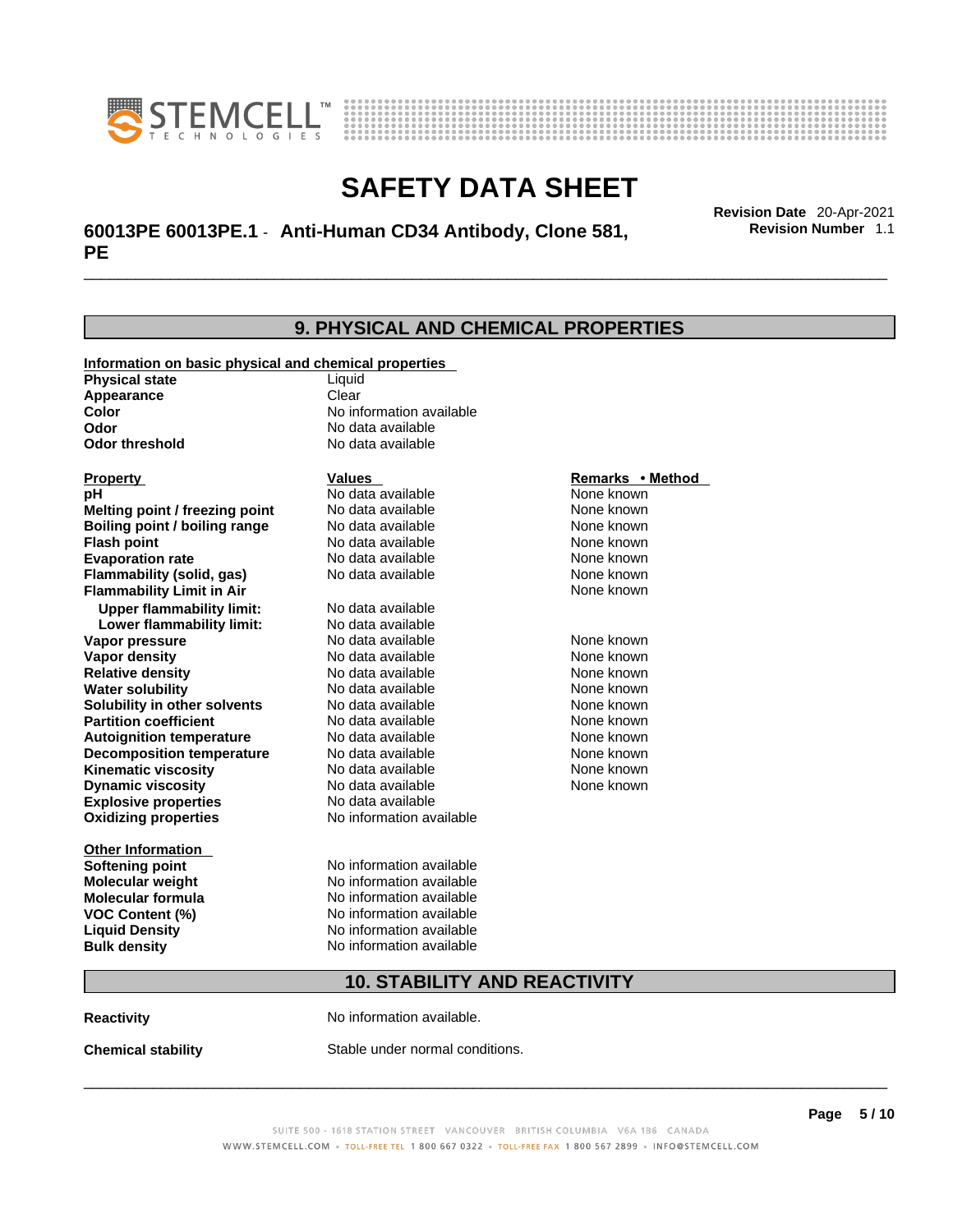## 9. PHYSICAL AND CHEMICAL PROPERTIES

**Information on basic physical and chemical properties**

| | |
|---|---|
| **Physical state** | Liquid |
| **Appearance** | Clear |
| **Color** | No information available |
| **Odor** | No data available |
| **Odor threshold** | No data available |

| **Property** | **Values** | **Remarks • Method** |
|---|---|---|
| **pH** | No data available | None known |
| **Melting point / freezing point** | No data available | None known |
| **Boiling point / boiling range** | No data available | None known |
| **Flash point** | No data available | None known |
| **Evaporation rate** | No data available | None known |
| **Flammability (solid, gas)** | No data available | None known |
| **Flammability Limit in Air** | | None known |
| **Upper flammability limit:** | No data available | |
| **Lower flammability limit:** | No data available | |
| **Vapor pressure** | No data available | None known |
| **Vapor density** | No data available | None known |
| **Relative density** | No data available | None known |
| **Water solubility** | No data available | None known |
| **Solubility in other solvents** | No data available | None known |
| **Partition coefficient** | No data available | None known |
| **Autoignition temperature** | No data available | None known |
| **Decomposition temperature** | No data available | None known |
| **Kinematic viscosity** | No data available | None known |
| **Dynamic viscosity** | No data available | None known |
| **Explosive properties** | No data available | |
| **Oxidizing properties** | No information available | |

**Other Information**

| | |
|---|---|
| **Softening point** | No information available |
| **Molecular weight** | No information available |
| **Molecular formula** | No information available |
| **VOC Content (%)** | No information available |
| **Liquid Density** | No information available |
| **Bulk density** | No information available |

## 10. STABILITY AND REACTIVITY

**Reactivity** No information available.

**Chemical stability** Stable under normal conditions.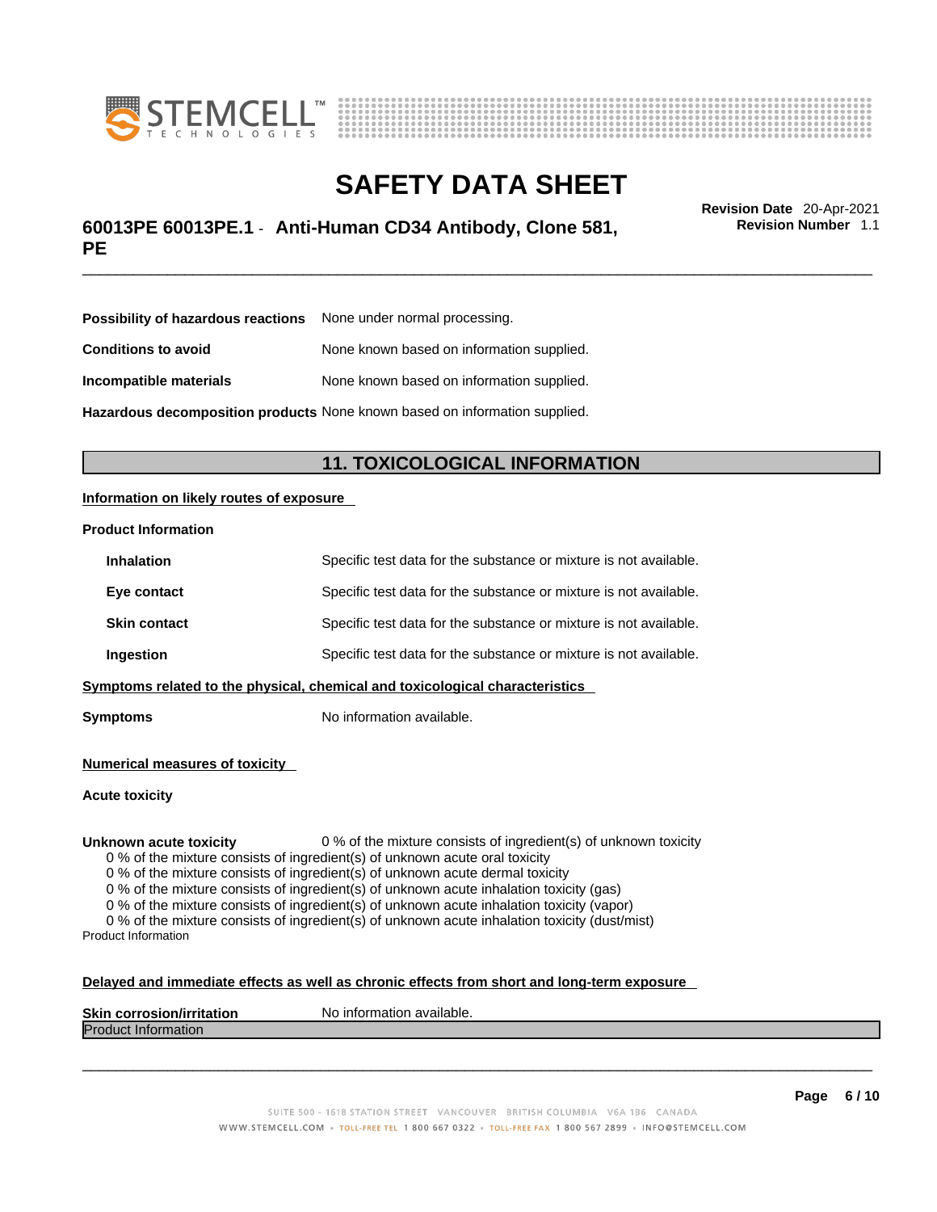**Possibility of hazardous reactions** None under normal processing.

**Conditions to avoid** None known based on information supplied.

**Incompatible materials** None known based on information supplied.

**Hazardous decomposition products** None known based on information supplied.

## 11. TOXICOLOGICAL INFORMATION

**Information on likely routes of exposure**

**Product Information**

**Inhalation** Specific test data for the substance or mixture is not available.

**Eye contact** Specific test data for the substance or mixture is not available.

**Skin contact** Specific test data for the substance or mixture is not available.

**Ingestion** Specific test data for the substance or mixture is not available.

**Symptoms related to the physical, chemical and toxicological characteristics**

**Symptoms** No information available.

**Numerical measures of toxicity**

**Acute toxicity**

**Unknown acute toxicity** 0 % of the mixture consists of ingredient(s) of unknown toxicity

0 % of the mixture consists of ingredient(s) of unknown acute oral toxicity
0 % of the mixture consists of ingredient(s) of unknown acute dermal toxicity
0 % of the mixture consists of ingredient(s) of unknown acute inhalation toxicity (gas)
0 % of the mixture consists of ingredient(s) of unknown acute inhalation toxicity (vapor)
0 % of the mixture consists of ingredient(s) of unknown acute inhalation toxicity (dust/mist)

Product Information

**Delayed and immediate effects as well as chronic effects from short and long-term exposure**

**Skin corrosion/irritation** No information available.

Product Information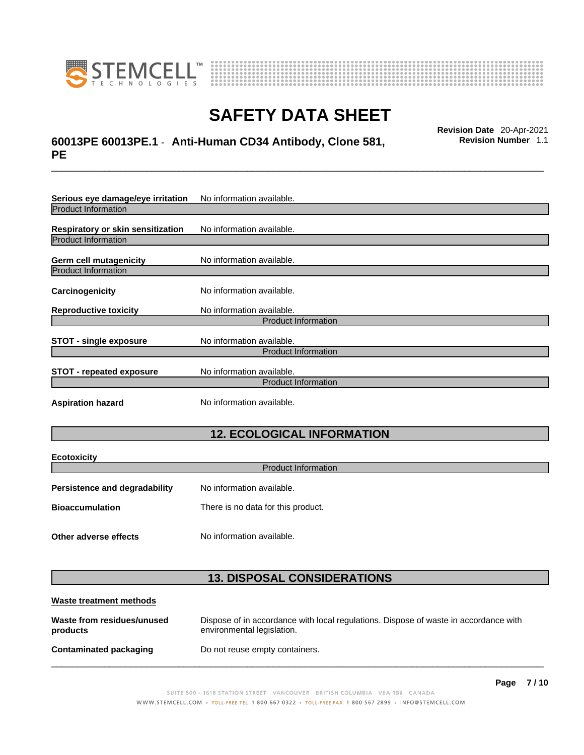**Serious eye damage/eye irritation** No information available.

Product Information

**Respiratory or skin sensitization** No information available.

Product Information

**Germ cell mutagenicity** No information available.

Product Information

**Carcinogenicity** No information available.

**Reproductive toxicity** No information available.

Product Information

**STOT - single exposure** No information available.

Product Information

**STOT - repeated exposure** No information available.

Product Information

**Aspiration hazard** No information available.

## 12. ECOLOGICAL INFORMATION

**Ecotoxicity**

Product Information

**Persistence and degradability** No information available.

**Bioaccumulation** There is no data for this product.

**Other adverse effects** No information available.

## 13. DISPOSAL CONSIDERATIONS

**Waste treatment methods**

**Waste from residues/unused products** Dispose of in accordance with local regulations. Dispose of waste in accordance with environmental legislation.

**Contaminated packaging** Do not reuse empty containers.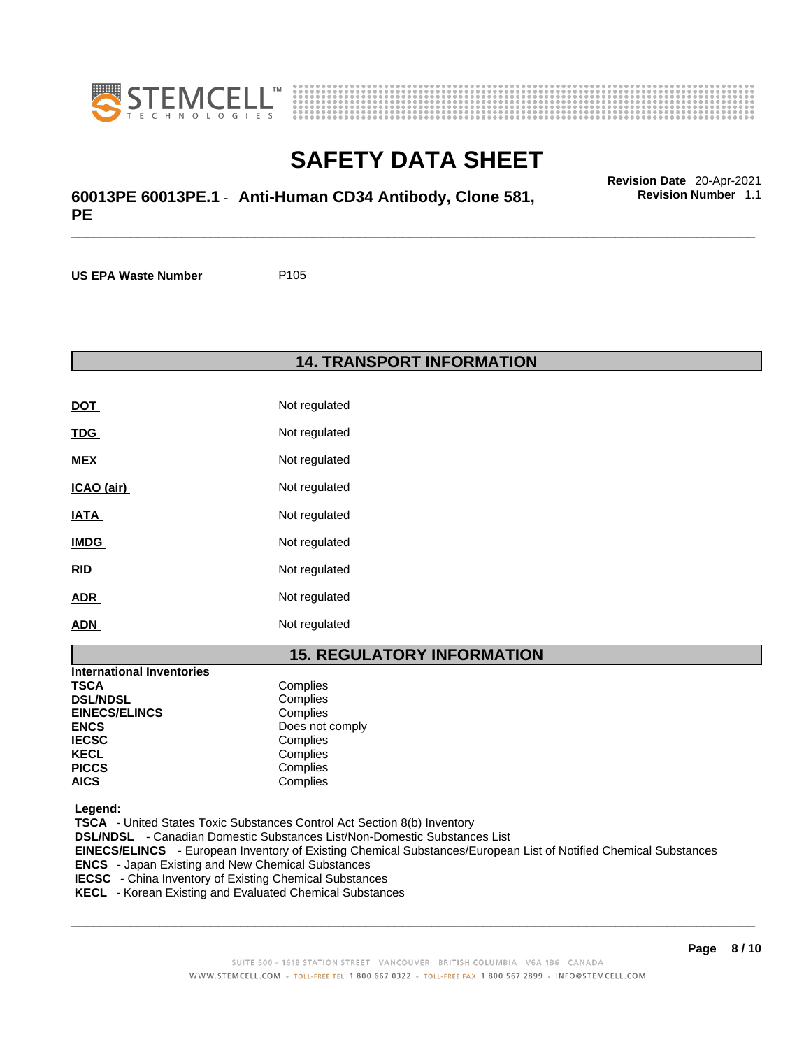US EPA Waste Number P105

## 14. TRANSPORT INFORMATION

| | |
|---|---|
| **DOT** | Not regulated |
| **TDG** | Not regulated |
| **MEX** | Not regulated |
| **ICAO (air)** | Not regulated |
| **IATA** | Not regulated |
| **IMDG** | Not regulated |
| **RID** | Not regulated |
| **ADR** | Not regulated |
| **ADN** | Not regulated |

## 15. REGULATORY INFORMATION

**International Inventories**

| | |
|---|---|
| **TSCA** | Complies |
| **DSL/NDSL** | Complies |
| **EINECS/ELINCS** | Complies |
| **ENCS** | Does not comply |
| **IECSC** | Complies |
| **KECL** | Complies |
| **PICCS** | Complies |
| **AICS** | Complies |

**Legend:**

**TSCA** - United States Toxic Substances Control Act Section 8(b) Inventory
**DSL/NDSL** - Canadian Domestic Substances List/Non-Domestic Substances List
**EINECS/ELINCS** - European Inventory of Existing Chemical Substances/European List of Notified Chemical Substances
**ENCS** - Japan Existing and New Chemical Substances
**IECSC** - China Inventory of Existing Chemical Substances
**KECL** - Korean Existing and Evaluated Chemical Substances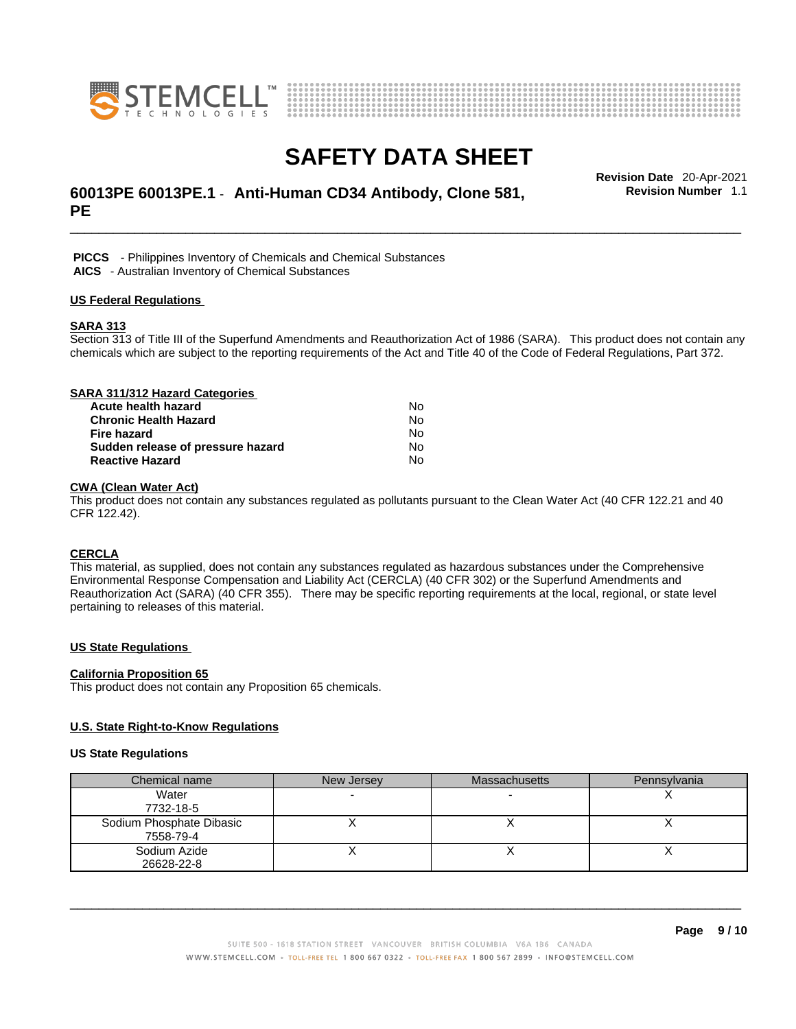**PICCS** - Philippines Inventory of Chemicals and Chemical Substances
**AICS** - Australian Inventory of Chemical Substances

## US Federal Regulations

### SARA 313

Section 313 of Title III of the Superfund Amendments and Reauthorization Act of 1986 (SARA). This product does not contain any chemicals which are subject to the reporting requirements of the Act and Title 40 of the Code of Federal Regulations, Part 372.

### SARA 311/312 Hazard Categories

| | |
|---|---|
| **Acute health hazard** | No |
| **Chronic Health Hazard** | No |
| **Fire hazard** | No |
| **Sudden release of pressure hazard** | No |
| **Reactive Hazard** | No |

### CWA (Clean Water Act)

This product does not contain any substances regulated as pollutants pursuant to the Clean Water Act (40 CFR 122.21 and 40 CFR 122.42).

### CERCLA

This material, as supplied, does not contain any substances regulated as hazardous substances under the Comprehensive Environmental Response Compensation and Liability Act (CERCLA) (40 CFR 302) or the Superfund Amendments and Reauthorization Act (SARA) (40 CFR 355). There may be specific reporting requirements at the local, regional, or state level pertaining to releases of this material.

## US State Regulations

### California Proposition 65

This product does not contain any Proposition 65 chemicals.

### U.S. State Right-to-Know Regulations

**US State Regulations**

| Chemical name | New Jersey | Massachusetts | Pennsylvania |
|---|---|---|---|
| Water 7732-18-5 | - | - | X |
| Sodium Phosphate Dibasic 7558-79-4 | X | X | X |
| Sodium Azide 26628-22-8 | X | X | X |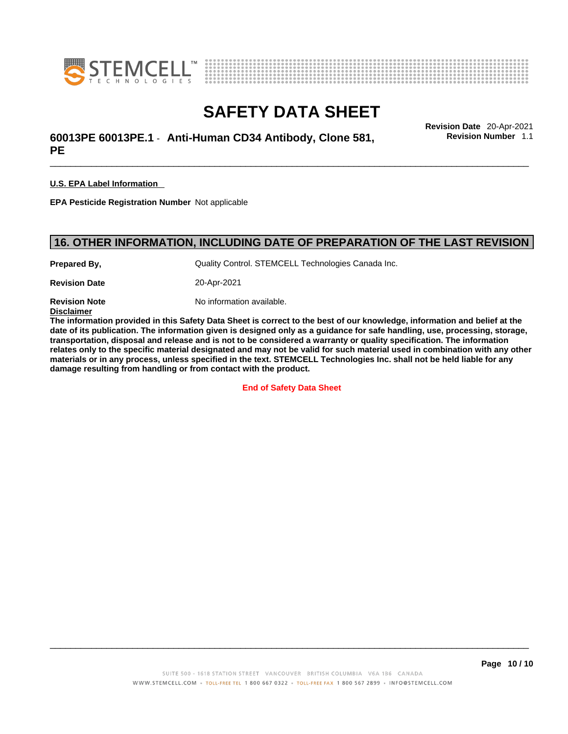**U.S. EPA Label Information**

**EPA Pesticide Registration Number** Not applicable

## 16. OTHER INFORMATION, INCLUDING DATE OF PREPARATION OF THE LAST REVISION

**Prepared By,** Quality Control. STEMCELL Technologies Canada Inc.

**Revision Date** 20-Apr-2021

**Revision Note** No information available.

**Disclaimer**

**The information provided in this Safety Data Sheet is correct to the best of our knowledge, information and belief at the date of its publication. The information given is designed only as a guidance for safe handling, use, processing, storage, transportation, disposal and release and is not to be considered a warranty or quality specification. The information relates only to the specific material designated and may not be valid for such material used in combination with any other materials or in any process, unless specified in the text. STEMCELL Technologies Inc. shall not be held liable for any damage resulting from handling or from contact with the product.**

**End of Safety Data Sheet**